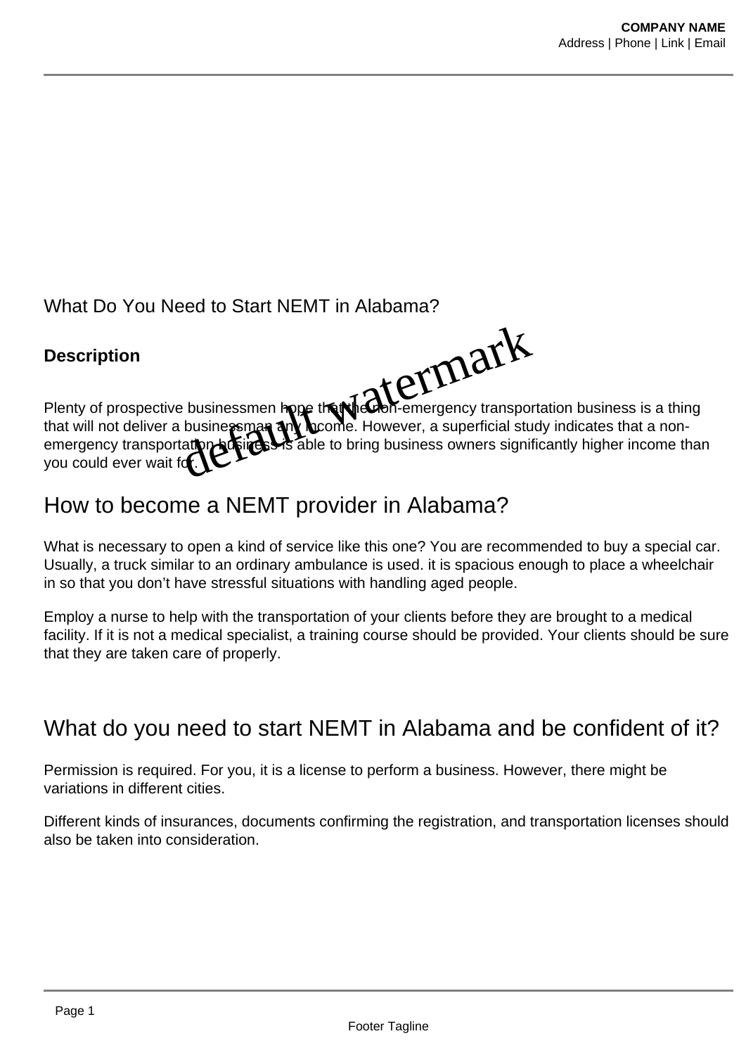What Do You Need to Start NEMT in Alabama?

**Description**

Plenty of prospective businessmen hope that the non-emergency transportation business is a thing that will not deliver a businessman any income. However, a superficial study indicates that a non-emergency transportation business is able to bring business owners significantly higher income than you could ever wait for.

## How to become a NEMT provider in Alabama?

What is necessary to open a kind of service like this one? You are recommended to buy a special car. Usually, a truck similar to an ordinary ambulance is used. it is spacious enough to place a wheelchair in so that you don't have stressful situations with handling aged people.

Employ a nurse to help with the transportation of your clients before they are brought to a medical facility. If it is not a medical specialist, a training course should be provided. Your clients should be sure that they are taken care of properly.

## What do you need to start NEMT in Alabama and be confident of it?

Permission is required. For you, it is a license to perform a business. However, there might be variations in different cities.

Different kinds of insurances, documents confirming the registration, and transportation licenses should also be taken into consideration.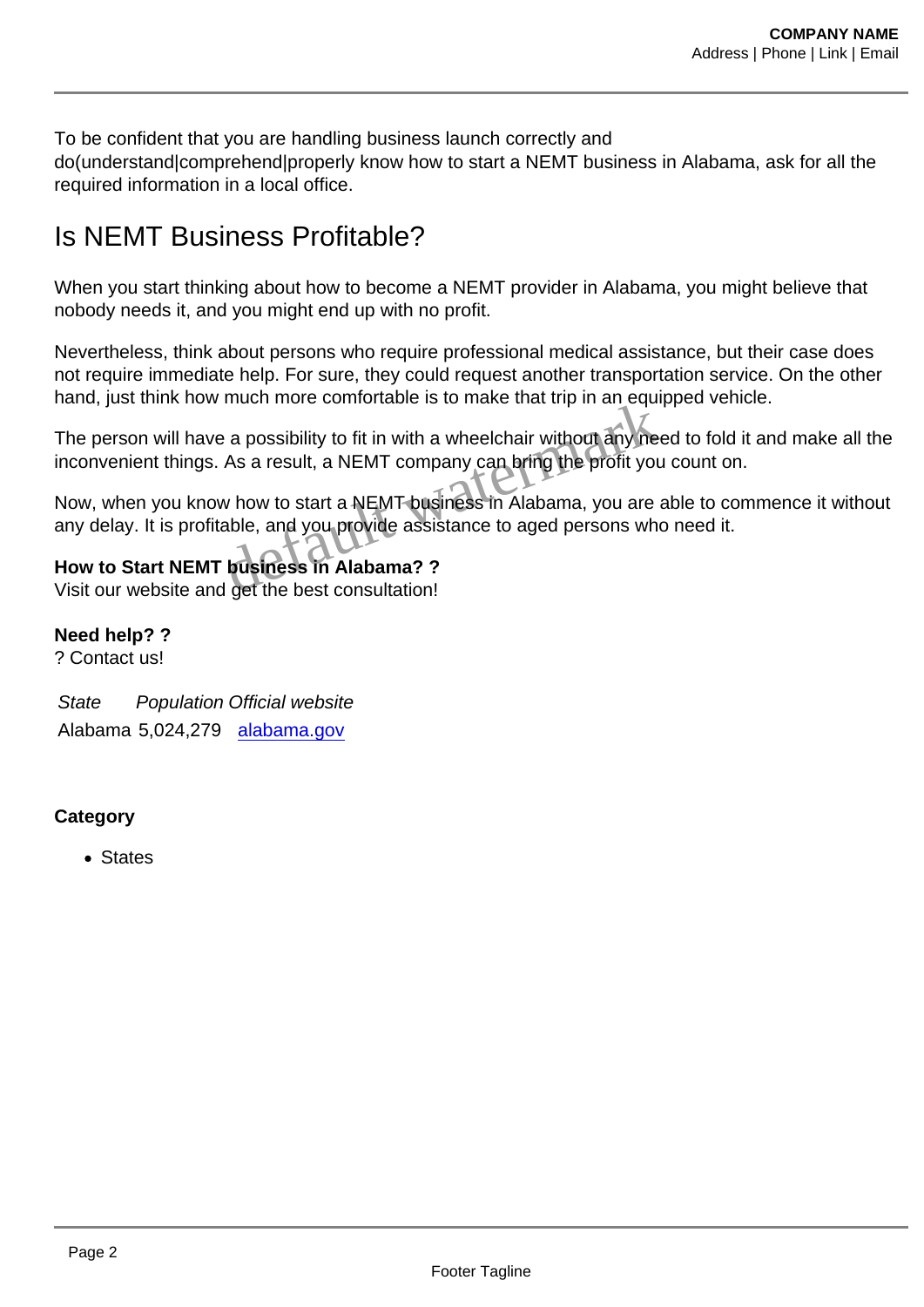To be confident that you are handling business launch correctly and do(understand|comprehend|properly know how to start a NEMT business in Alabama, ask for all the required information in a local office.

## Is NEMT Business Profitable?

When you start thinking about how to become a NEMT provider in Alabama, you might believe that nobody needs it, and you might end up with no profit.

Nevertheless, think about persons who require professional medical assistance, but their case does not require immediate help. For sure, they could request another transportation service. On the other hand, just think how much more comfortable is to make that trip in an equipped vehicle.

The person will have a possibility to fit in with a wheelchair without any need to fold it and make all the inconvenient things. As a result, a NEMT company can bring the profit you count on.

Now, when you know how to start a NEMT business in Alabama, you are able to commence it without any delay. It is profitable, and you provide assistance to aged persons who need it.

**How to Start NEMT business in Alabama? ?**
Visit our website and get the best consultation!

**Need help? ?**
? Contact us!

| *State* | *Population* | *Official website* |
|---|---|---|
| Alabama | 5,024,279 | alabama.gov |

**Category**

- States